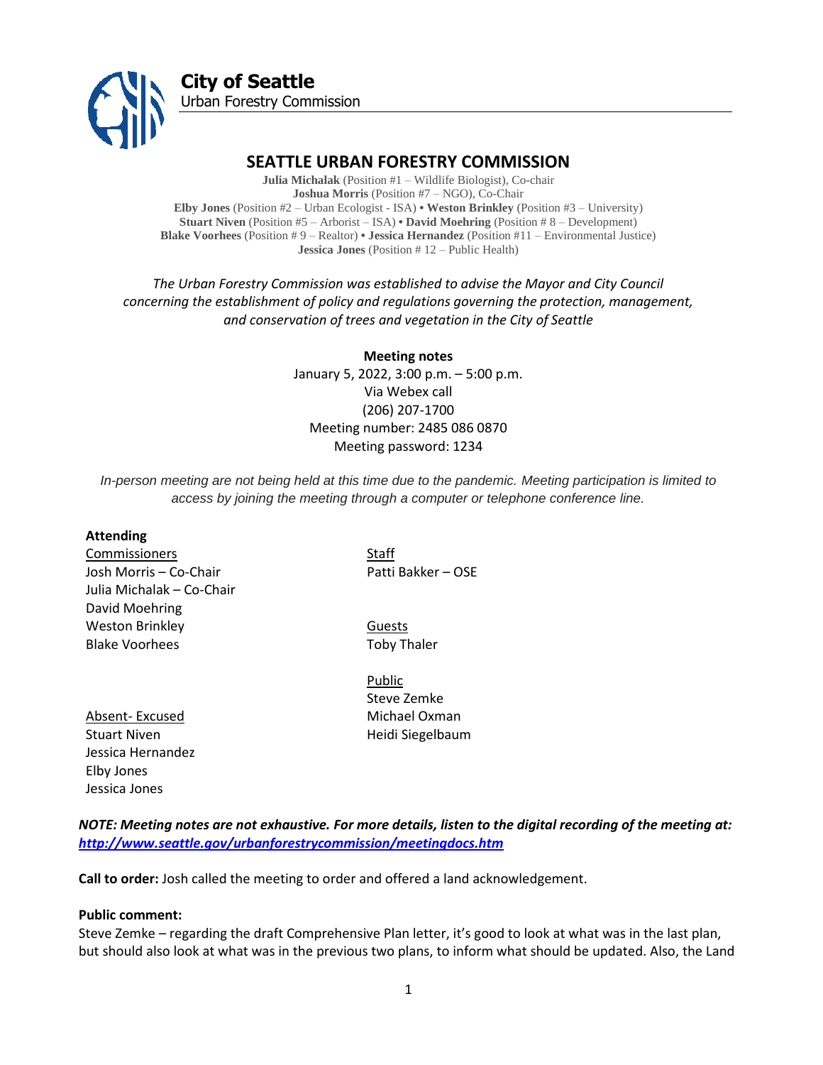**City of Seattle**
Urban Forestry Commission

# SEATTLE URBAN FORESTRY COMMISSION

**Julia Michalak** (Position #1 – Wildlife Biologist), Co-chair
**Joshua Morris** (Position #7 – NGO), Co-Chair
**Elby Jones** (Position #2 – Urban Ecologist - ISA) • **Weston Brinkley** (Position #3 – University)
**Stuart Niven** (Position #5 – Arborist – ISA) • **David Moehring** (Position # 8 – Development)
**Blake Voorhees** (Position # 9 – Realtor) • **Jessica Hernandez** (Position #11 – Environmental Justice)
**Jessica Jones** (Position # 12 – Public Health)

*The Urban Forestry Commission was established to advise the Mayor and City Council concerning the establishment of policy and regulations governing the protection, management, and conservation of trees and vegetation in the City of Seattle*

**Meeting notes**
January 5, 2022, 3:00 p.m. – 5:00 p.m.
Via Webex call
(206) 207-1700
Meeting number: 2485 086 0870
Meeting password: 1234

*In-person meeting are not being held at this time due to the pandemic. Meeting participation is limited to access by joining the meeting through a computer or telephone conference line.*

**Attending**

Commissioners
Josh Morris – Co-Chair
Julia Michalak – Co-Chair
David Moehring
Weston Brinkley
Blake Voorhees

Absent- Excused
Stuart Niven
Jessica Hernandez
Elby Jones
Jessica Jones

Staff
Patti Bakker – OSE

Guests
Toby Thaler

Public
Steve Zemke
Michael Oxman
Heidi Siegelbaum

***NOTE: Meeting notes are not exhaustive. For more details, listen to the digital recording of the meeting at: [http://www.seattle.gov/urbanforestrycommission/meetingdocs.htm](http://www.seattle.gov/urbanforestrycommission/meetingdocs.htm)***

**Call to order:** Josh called the meeting to order and offered a land acknowledgement.

**Public comment:**
Steve Zemke – regarding the draft Comprehensive Plan letter, it's good to look at what was in the last plan, but should also look at what was in the previous two plans, to inform what should be updated. Also, the Land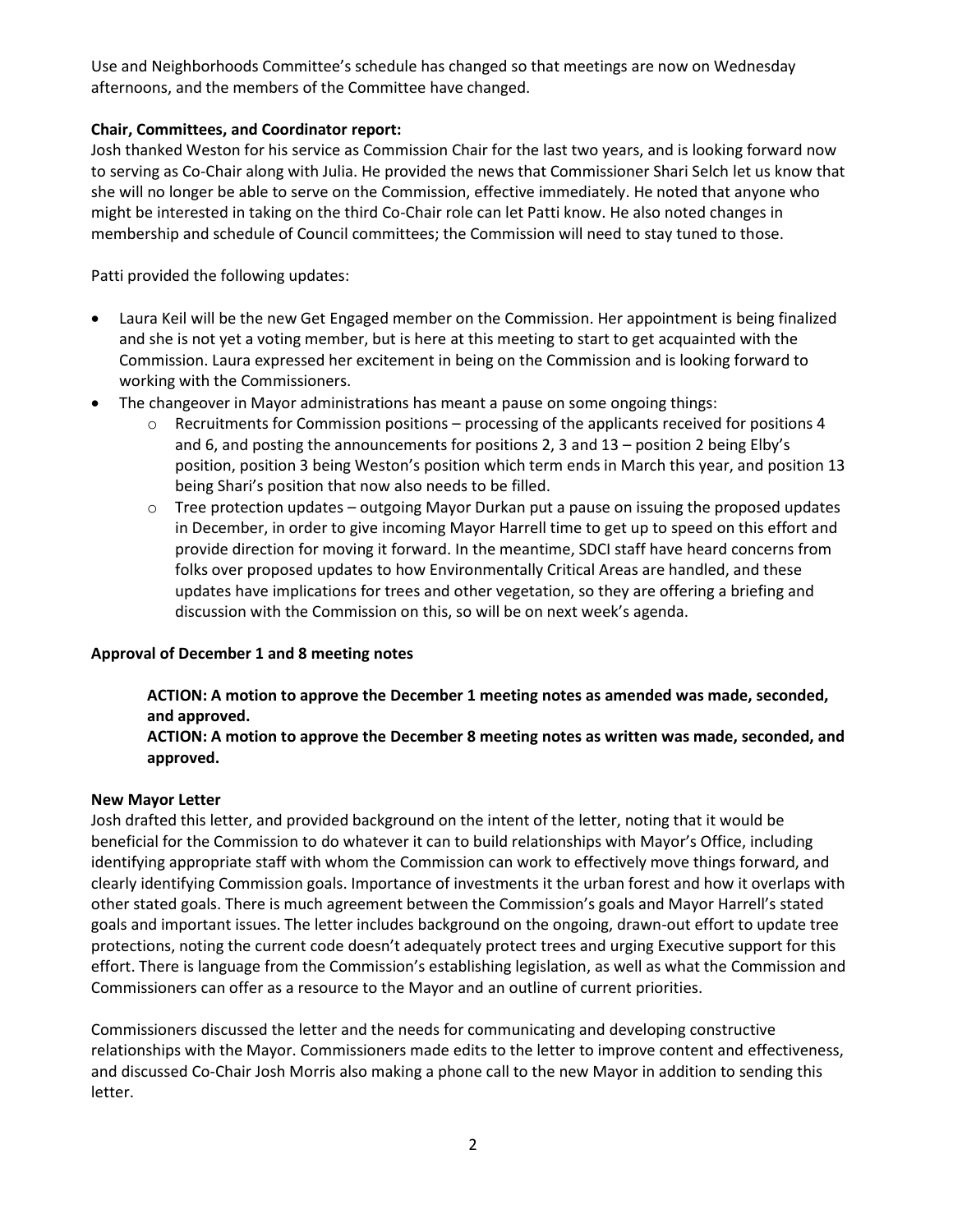Use and Neighborhoods Committee's schedule has changed so that meetings are now on Wednesday afternoons, and the members of the Committee have changed.

**Chair, Committees, and Coordinator report:**

Josh thanked Weston for his service as Commission Chair for the last two years, and is looking forward now to serving as Co-Chair along with Julia. He provided the news that Commissioner Shari Selch let us know that she will no longer be able to serve on the Commission, effective immediately. He noted that anyone who might be interested in taking on the third Co-Chair role can let Patti know. He also noted changes in membership and schedule of Council committees; the Commission will need to stay tuned to those.

Patti provided the following updates:

- Laura Keil will be the new Get Engaged member on the Commission. Her appointment is being finalized and she is not yet a voting member, but is here at this meeting to start to get acquainted with the Commission. Laura expressed her excitement in being on the Commission and is looking forward to working with the Commissioners.
- The changeover in Mayor administrations has meant a pause on some ongoing things:
  - Recruitments for Commission positions – processing of the applicants received for positions 4 and 6, and posting the announcements for positions 2, 3 and 13 – position 2 being Elby's position, position 3 being Weston's position which term ends in March this year, and position 13 being Shari's position that now also needs to be filled.
  - Tree protection updates – outgoing Mayor Durkan put a pause on issuing the proposed updates in December, in order to give incoming Mayor Harrell time to get up to speed on this effort and provide direction for moving it forward. In the meantime, SDCI staff have heard concerns from folks over proposed updates to how Environmentally Critical Areas are handled, and these updates have implications for trees and other vegetation, so they are offering a briefing and discussion with the Commission on this, so will be on next week's agenda.

**Approval of December 1 and 8 meeting notes**

> **ACTION: A motion to approve the December 1 meeting notes as amended was made, seconded, and approved.**
>
> **ACTION: A motion to approve the December 8 meeting notes as written was made, seconded, and approved.**

**New Mayor Letter**

Josh drafted this letter, and provided background on the intent of the letter, noting that it would be beneficial for the Commission to do whatever it can to build relationships with Mayor's Office, including identifying appropriate staff with whom the Commission can work to effectively move things forward, and clearly identifying Commission goals. Importance of investments it the urban forest and how it overlaps with other stated goals. There is much agreement between the Commission's goals and Mayor Harrell's stated goals and important issues. The letter includes background on the ongoing, drawn-out effort to update tree protections, noting the current code doesn't adequately protect trees and urging Executive support for this effort. There is language from the Commission's establishing legislation, as well as what the Commission and Commissioners can offer as a resource to the Mayor and an outline of current priorities.

Commissioners discussed the letter and the needs for communicating and developing constructive relationships with the Mayor. Commissioners made edits to the letter to improve content and effectiveness, and discussed Co-Chair Josh Morris also making a phone call to the new Mayor in addition to sending this letter.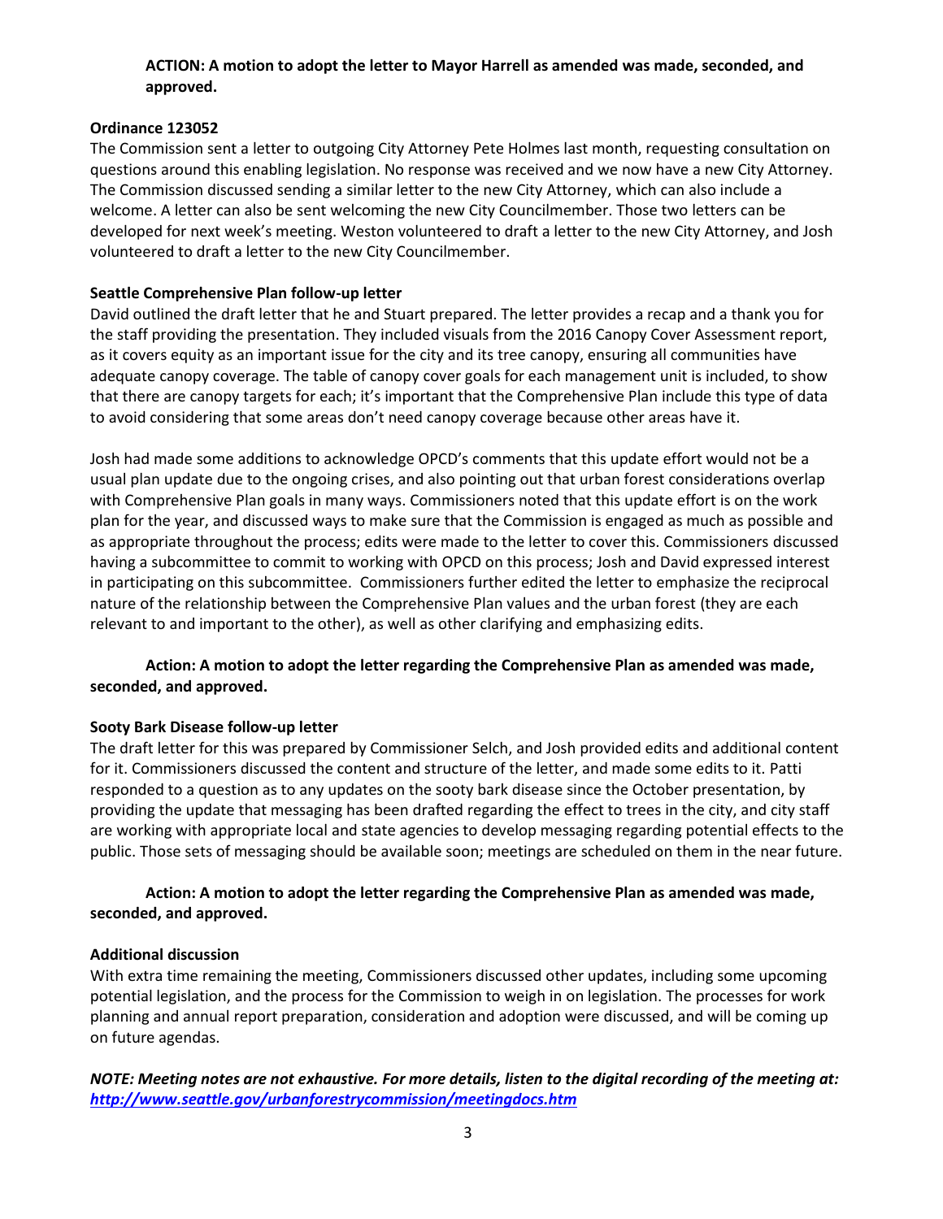**ACTION: A motion to adopt the letter to Mayor Harrell as amended was made, seconded, and approved.**

**Ordinance 123052**

The Commission sent a letter to outgoing City Attorney Pete Holmes last month, requesting consultation on questions around this enabling legislation. No response was received and we now have a new City Attorney. The Commission discussed sending a similar letter to the new City Attorney, which can also include a welcome. A letter can also be sent welcoming the new City Councilmember. Those two letters can be developed for next week's meeting. Weston volunteered to draft a letter to the new City Attorney, and Josh volunteered to draft a letter to the new City Councilmember.

**Seattle Comprehensive Plan follow-up letter**

David outlined the draft letter that he and Stuart prepared. The letter provides a recap and a thank you for the staff providing the presentation. They included visuals from the 2016 Canopy Cover Assessment report, as it covers equity as an important issue for the city and its tree canopy, ensuring all communities have adequate canopy coverage. The table of canopy cover goals for each management unit is included, to show that there are canopy targets for each; it's important that the Comprehensive Plan include this type of data to avoid considering that some areas don't need canopy coverage because other areas have it.

Josh had made some additions to acknowledge OPCD's comments that this update effort would not be a usual plan update due to the ongoing crises, and also pointing out that urban forest considerations overlap with Comprehensive Plan goals in many ways. Commissioners noted that this update effort is on the work plan for the year, and discussed ways to make sure that the Commission is engaged as much as possible and as appropriate throughout the process; edits were made to the letter to cover this. Commissioners discussed having a subcommittee to commit to working with OPCD on this process; Josh and David expressed interest in participating on this subcommittee. Commissioners further edited the letter to emphasize the reciprocal nature of the relationship between the Comprehensive Plan values and the urban forest (they are each relevant to and important to the other), as well as other clarifying and emphasizing edits.

**Action: A motion to adopt the letter regarding the Comprehensive Plan as amended was made, seconded, and approved.**

**Sooty Bark Disease follow-up letter**

The draft letter for this was prepared by Commissioner Selch, and Josh provided edits and additional content for it. Commissioners discussed the content and structure of the letter, and made some edits to it. Patti responded to a question as to any updates on the sooty bark disease since the October presentation, by providing the update that messaging has been drafted regarding the effect to trees in the city, and city staff are working with appropriate local and state agencies to develop messaging regarding potential effects to the public. Those sets of messaging should be available soon; meetings are scheduled on them in the near future.

**Action: A motion to adopt the letter regarding the Comprehensive Plan as amended was made, seconded, and approved.**

**Additional discussion**

With extra time remaining the meeting, Commissioners discussed other updates, including some upcoming potential legislation, and the process for the Commission to weigh in on legislation. The processes for work planning and annual report preparation, consideration and adoption were discussed, and will be coming up on future agendas.

***NOTE: Meeting notes are not exhaustive. For more details, listen to the digital recording of the meeting at: [http://www.seattle.gov/urbanforestrycommission/meetingdocs.htm](http://www.seattle.gov/urbanforestrycommission/meetingdocs.htm)***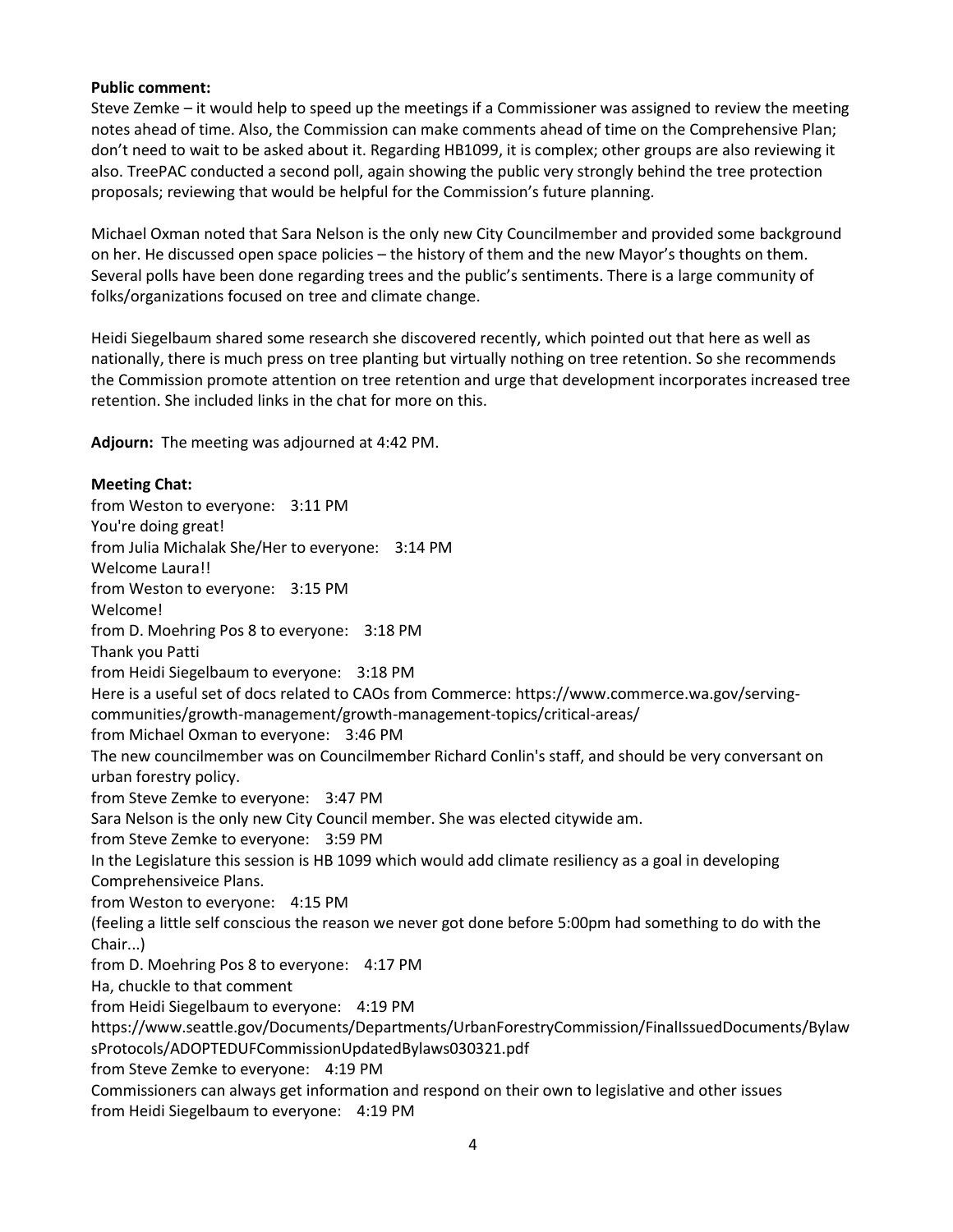**Public comment:**

Steve Zemke – it would help to speed up the meetings if a Commissioner was assigned to review the meeting notes ahead of time. Also, the Commission can make comments ahead of time on the Comprehensive Plan; don't need to wait to be asked about it. Regarding HB1099, it is complex; other groups are also reviewing it also. TreePAC conducted a second poll, again showing the public very strongly behind the tree protection proposals; reviewing that would be helpful for the Commission's future planning.

Michael Oxman noted that Sara Nelson is the only new City Councilmember and provided some background on her. He discussed open space policies – the history of them and the new Mayor's thoughts on them. Several polls have been done regarding trees and the public's sentiments. There is a large community of folks/organizations focused on tree and climate change.

Heidi Siegelbaum shared some research she discovered recently, which pointed out that here as well as nationally, there is much press on tree planting but virtually nothing on tree retention. So she recommends the Commission promote attention on tree retention and urge that development incorporates increased tree retention. She included links in the chat for more on this.

**Adjourn:** The meeting was adjourned at 4:42 PM.

**Meeting Chat:**

from Weston to everyone: 3:11 PM
You're doing great!
from Julia Michalak She/Her to everyone: 3:14 PM
Welcome Laura!!
from Weston to everyone: 3:15 PM
Welcome!
from D. Moehring Pos 8 to everyone: 3:18 PM
Thank you Patti
from Heidi Siegelbaum to everyone: 3:18 PM
Here is a useful set of docs related to CAOs from Commerce: https://www.commerce.wa.gov/serving-communities/growth-management/growth-management-topics/critical-areas/
from Michael Oxman to everyone: 3:46 PM
The new councilmember was on Councilmember Richard Conlin's staff, and should be very conversant on urban forestry policy.
from Steve Zemke to everyone: 3:47 PM
Sara Nelson is the only new City Council member. She was elected citywide am.
from Steve Zemke to everyone: 3:59 PM
In the Legislature this session is HB 1099 which would add climate resiliency as a goal in developing Comprehensiveice Plans.
from Weston to everyone: 4:15 PM
(feeling a little self conscious the reason we never got done before 5:00pm had something to do with the Chair...)
from D. Moehring Pos 8 to everyone: 4:17 PM
Ha, chuckle to that comment
from Heidi Siegelbaum to everyone: 4:19 PM
https://www.seattle.gov/Documents/Departments/UrbanForestryCommission/FinalIssuedDocuments/BylawsProtocols/ADOPTEDUFCommissionUpdatedBylaws030321.pdf
from Steve Zemke to everyone: 4:19 PM
Commissioners can always get information and respond on their own to legislative and other issues
from Heidi Siegelbaum to everyone: 4:19 PM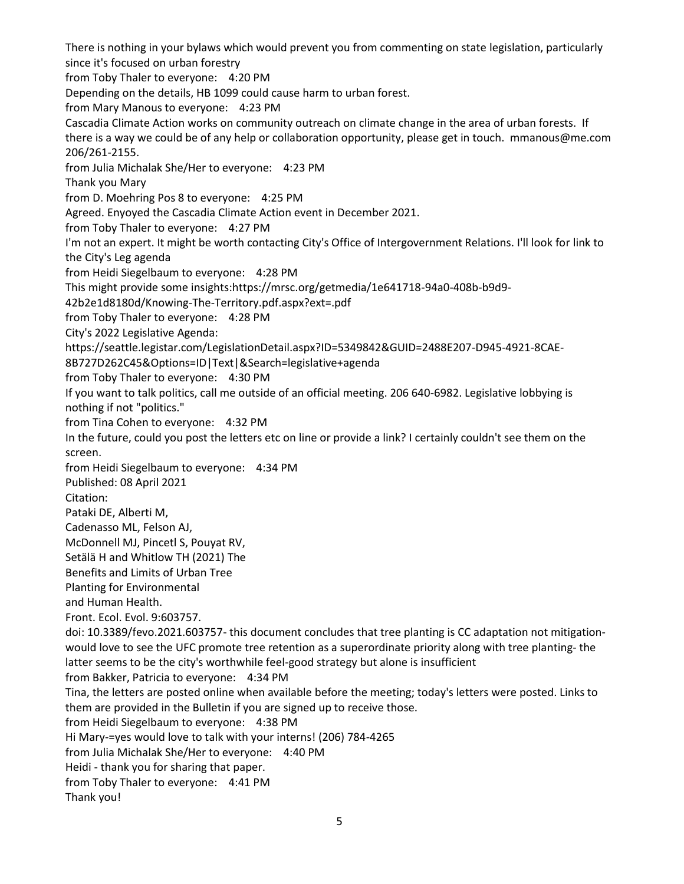There is nothing in your bylaws which would prevent you from commenting on state legislation, particularly since it's focused on urban forestry

from Toby Thaler to everyone: 4:20 PM

Depending on the details, HB 1099 could cause harm to urban forest.

from Mary Manous to everyone: 4:23 PM

Cascadia Climate Action works on community outreach on climate change in the area of urban forests. If there is a way we could be of any help or collaboration opportunity, please get in touch. mmanous@me.com 206/261-2155.

from Julia Michalak She/Her to everyone: 4:23 PM

Thank you Mary

from D. Moehring Pos 8 to everyone: 4:25 PM

Agreed. Enyoyed the Cascadia Climate Action event in December 2021.

from Toby Thaler to everyone: 4:27 PM

I'm not an expert. It might be worth contacting City's Office of Intergovernment Relations. I'll look for link to the City's Leg agenda

from Heidi Siegelbaum to everyone: 4:28 PM

This might provide some insights:https://mrsc.org/getmedia/1e641718-94a0-408b-b9d9-42b2e1d8180d/Knowing-The-Territory.pdf.aspx?ext=.pdf

from Toby Thaler to everyone: 4:28 PM

City's 2022 Legislative Agenda:
https://seattle.legistar.com/LegislationDetail.aspx?ID=5349842&GUID=2488E207-D945-4921-8CAE-8B727D262C45&Options=ID|Text|&Search=legislative+agenda

from Toby Thaler to everyone: 4:30 PM

If you want to talk politics, call me outside of an official meeting. 206 640-6982. Legislative lobbying is nothing if not "politics."

from Tina Cohen to everyone: 4:32 PM

In the future, could you post the letters etc on line or provide a link? I certainly couldn't see them on the screen.

from Heidi Siegelbaum to everyone: 4:34 PM

Published: 08 April 2021
Citation:
Pataki DE, Alberti M,
Cadenasso ML, Felson AJ,
McDonnell MJ, Pincetl S, Pouyat RV,
Setälä H and Whitlow TH (2021) The
Benefits and Limits of Urban Tree
Planting for Environmental
and Human Health.
Front. Ecol. Evol. 9:603757.
doi: 10.3389/fevo.2021.603757- this document concludes that tree planting is CC adaptation not mitigation- would love to see the UFC promote tree retention as a superordinate priority along with tree planting- the latter seems to be the city's worthwhile feel-good strategy but alone is insufficient

from Bakker, Patricia to everyone: 4:34 PM

Tina, the letters are posted online when available before the meeting; today's letters were posted. Links to them are provided in the Bulletin if you are signed up to receive those.

from Heidi Siegelbaum to everyone: 4:38 PM

Hi Mary-=yes would love to talk with your interns! (206) 784-4265

from Julia Michalak She/Her to everyone: 4:40 PM

Heidi - thank you for sharing that paper.

from Toby Thaler to everyone: 4:41 PM

Thank you!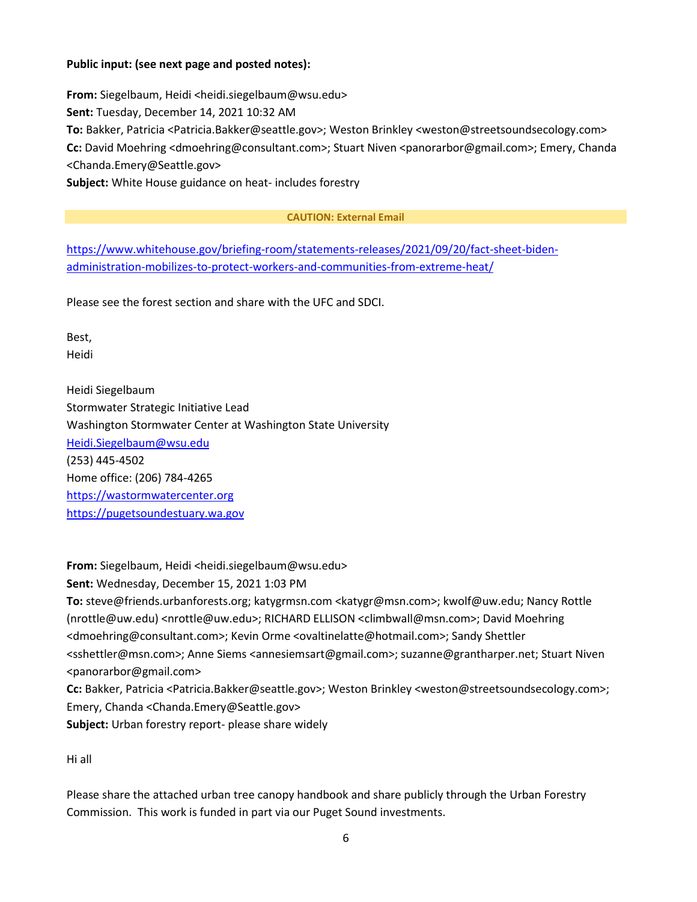**Public input: (see next page and posted notes):**

**From:** Siegelbaum, Heidi <heidi.siegelbaum@wsu.edu>
**Sent:** Tuesday, December 14, 2021 10:32 AM
**To:** Bakker, Patricia <Patricia.Bakker@seattle.gov>; Weston Brinkley <weston@streetsoundsecology.com>
**Cc:** David Moehring <dmoehring@consultant.com>; Stuart Niven <panorarbor@gmail.com>; Emery, Chanda <Chanda.Emery@Seattle.gov>
**Subject:** White House guidance on heat- includes forestry

**CAUTION: External Email**

https://www.whitehouse.gov/briefing-room/statements-releases/2021/09/20/fact-sheet-biden-administration-mobilizes-to-protect-workers-and-communities-from-extreme-heat/

Please see the forest section and share with the UFC and SDCI.

Best,
Heidi

Heidi Siegelbaum
Stormwater Strategic Initiative Lead
Washington Stormwater Center at Washington State University
Heidi.Siegelbaum@wsu.edu
(253) 445-4502
Home office: (206) 784-4265
https://wastormwatercenter.org
https://pugetsoundestuary.wa.gov

**From:** Siegelbaum, Heidi <heidi.siegelbaum@wsu.edu>
**Sent:** Wednesday, December 15, 2021 1:03 PM
**To:** steve@friends.urbanforests.org; katygrmsn.com <katygr@msn.com>; kwolf@uw.edu; Nancy Rottle (nrottle@uw.edu) <nrottle@uw.edu>; RICHARD ELLISON <climbwall@msn.com>; David Moehring <dmoehring@consultant.com>; Kevin Orme <ovaltinelatte@hotmail.com>; Sandy Shettler <sshettler@msn.com>; Anne Siems <annesiemsart@gmail.com>; suzanne@grantharper.net; Stuart Niven <panorarbor@gmail.com>
**Cc:** Bakker, Patricia <Patricia.Bakker@seattle.gov>; Weston Brinkley <weston@streetsoundsecology.com>; Emery, Chanda <Chanda.Emery@Seattle.gov>
**Subject:** Urban forestry report- please share widely

Hi all

Please share the attached urban tree canopy handbook and share publicly through the Urban Forestry Commission. This work is funded in part via our Puget Sound investments.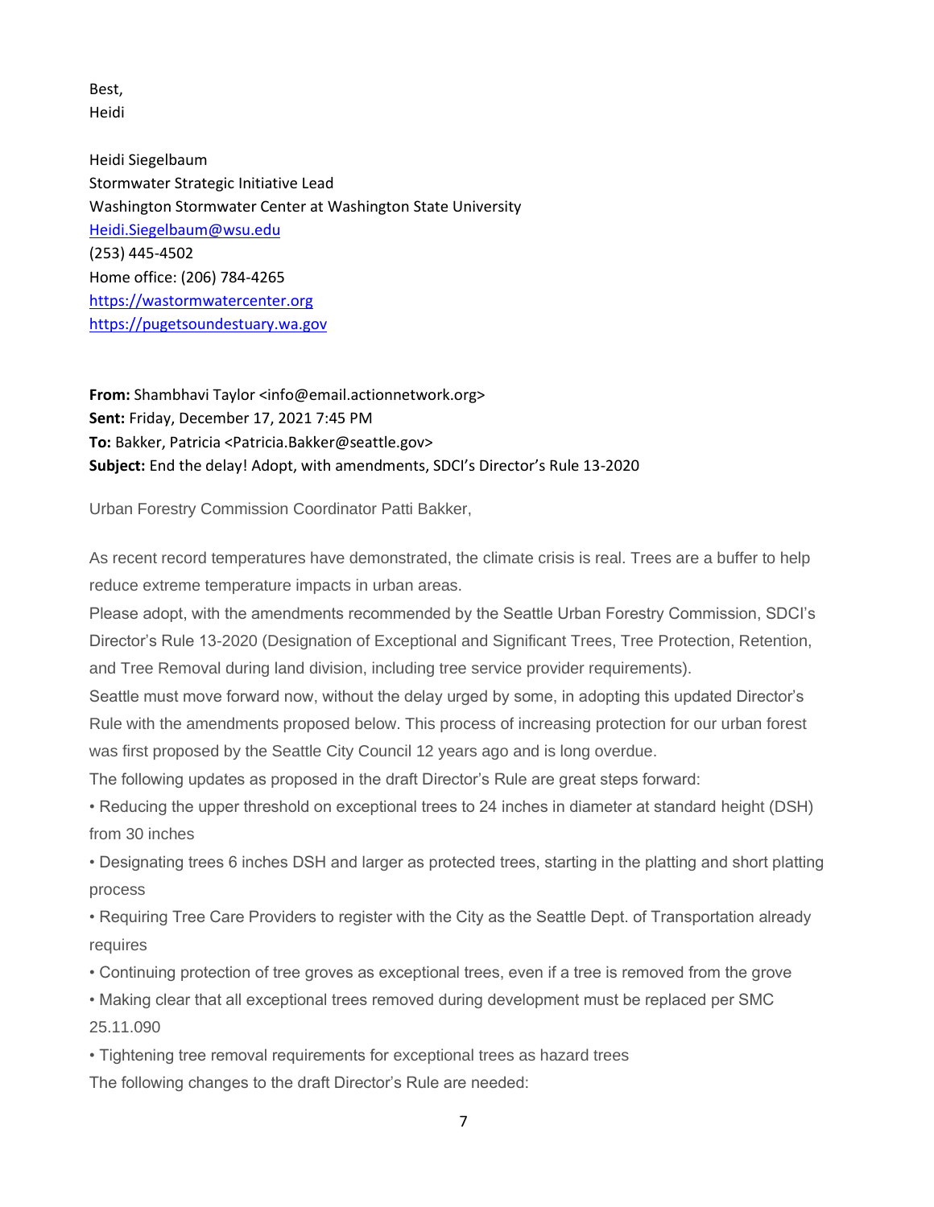Best,
Heidi

Heidi Siegelbaum
Stormwater Strategic Initiative Lead
Washington Stormwater Center at Washington State University
Heidi.Siegelbaum@wsu.edu
(253) 445-4502
Home office: (206) 784-4265
https://wastormwatercenter.org
https://pugetsoundestuary.wa.gov

**From:** Shambhavi Taylor <info@email.actionnetwork.org>
**Sent:** Friday, December 17, 2021 7:45 PM
**To:** Bakker, Patricia <Patricia.Bakker@seattle.gov>
**Subject:** End the delay! Adopt, with amendments, SDCI's Director's Rule 13-2020

Urban Forestry Commission Coordinator Patti Bakker,

As recent record temperatures have demonstrated, the climate crisis is real. Trees are a buffer to help reduce extreme temperature impacts in urban areas.

Please adopt, with the amendments recommended by the Seattle Urban Forestry Commission, SDCI's Director's Rule 13-2020 (Designation of Exceptional and Significant Trees, Tree Protection, Retention, and Tree Removal during land division, including tree service provider requirements).

Seattle must move forward now, without the delay urged by some, in adopting this updated Director's Rule with the amendments proposed below. This process of increasing protection for our urban forest was first proposed by the Seattle City Council 12 years ago and is long overdue.

The following updates as proposed in the draft Director's Rule are great steps forward:

• Reducing the upper threshold on exceptional trees to 24 inches in diameter at standard height (DSH) from 30 inches

• Designating trees 6 inches DSH and larger as protected trees, starting in the platting and short platting process

• Requiring Tree Care Providers to register with the City as the Seattle Dept. of Transportation already requires

• Continuing protection of tree groves as exceptional trees, even if a tree is removed from the grove

• Making clear that all exceptional trees removed during development must be replaced per SMC 25.11.090

• Tightening tree removal requirements for exceptional trees as hazard trees

The following changes to the draft Director's Rule are needed: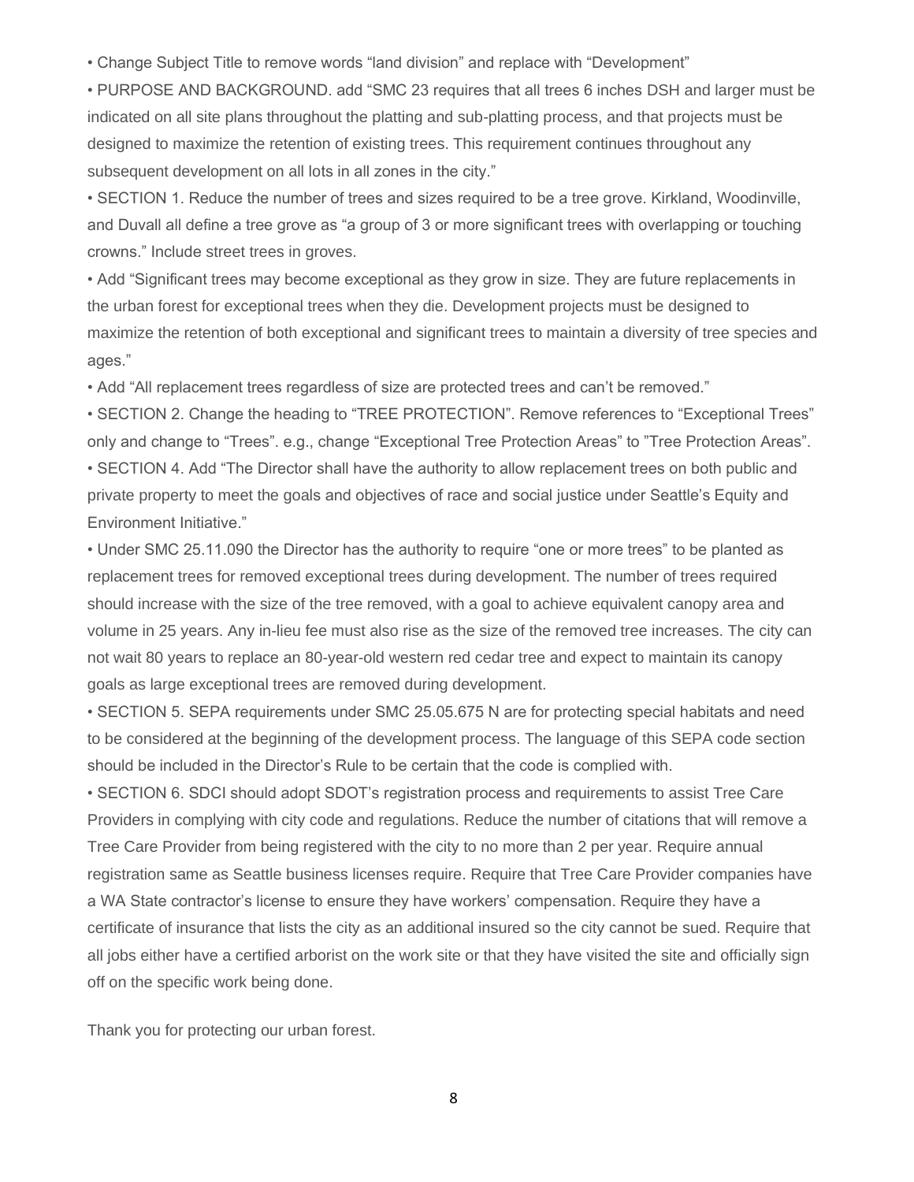- Change Subject Title to remove words “land division” and replace with “Development”
- PURPOSE AND BACKGROUND. add “SMC 23 requires that all trees 6 inches DSH and larger must be indicated on all site plans throughout the platting and sub-platting process, and that projects must be designed to maximize the retention of existing trees. This requirement continues throughout any subsequent development on all lots in all zones in the city.”
- SECTION 1. Reduce the number of trees and sizes required to be a tree grove. Kirkland, Woodinville, and Duvall all define a tree grove as “a group of 3 or more significant trees with overlapping or touching crowns.” Include street trees in groves.
- Add “Significant trees may become exceptional as they grow in size. They are future replacements in the urban forest for exceptional trees when they die. Development projects must be designed to maximize the retention of both exceptional and significant trees to maintain a diversity of tree species and ages.”
- Add “All replacement trees regardless of size are protected trees and can’t be removed.”
- SECTION 2. Change the heading to “TREE PROTECTION”. Remove references to “Exceptional Trees” only and change to “Trees”. e.g., change “Exceptional Tree Protection Areas” to ”Tree Protection Areas”.
- SECTION 4. Add “The Director shall have the authority to allow replacement trees on both public and private property to meet the goals and objectives of race and social justice under Seattle’s Equity and Environment Initiative.”
- Under SMC 25.11.090 the Director has the authority to require “one or more trees” to be planted as replacement trees for removed exceptional trees during development. The number of trees required should increase with the size of the tree removed, with a goal to achieve equivalent canopy area and volume in 25 years. Any in-lieu fee must also rise as the size of the removed tree increases. The city can not wait 80 years to replace an 80-year-old western red cedar tree and expect to maintain its canopy goals as large exceptional trees are removed during development.
- SECTION 5. SEPA requirements under SMC 25.05.675 N are for protecting special habitats and need to be considered at the beginning of the development process. The language of this SEPA code section should be included in the Director’s Rule to be certain that the code is complied with.
- SECTION 6. SDCI should adopt SDOT’s registration process and requirements to assist Tree Care Providers in complying with city code and regulations. Reduce the number of citations that will remove a Tree Care Provider from being registered with the city to no more than 2 per year. Require annual registration same as Seattle business licenses require. Require that Tree Care Provider companies have a WA State contractor’s license to ensure they have workers’ compensation. Require they have a certificate of insurance that lists the city as an additional insured so the city cannot be sued. Require that all jobs either have a certified arborist on the work site or that they have visited the site and officially sign off on the specific work being done.

Thank you for protecting our urban forest.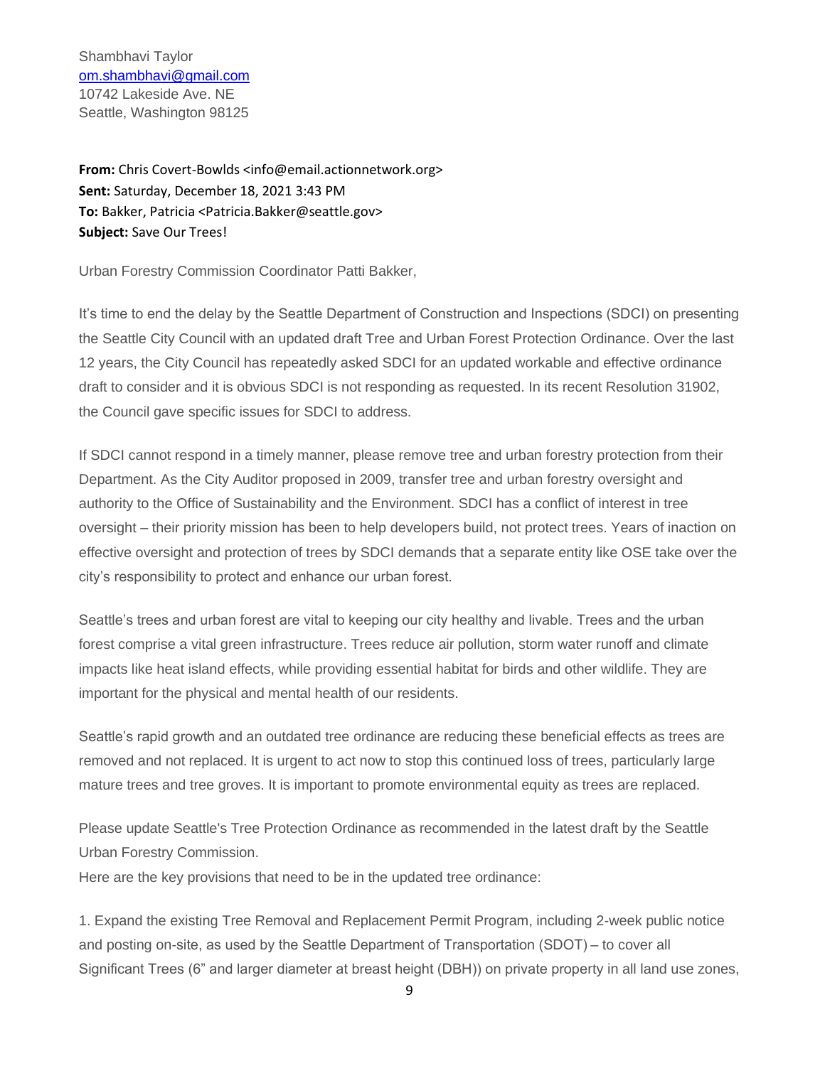Shambhavi Taylor
om.shambhavi@gmail.com
10742 Lakeside Ave. NE
Seattle, Washington 98125

**From:** Chris Covert-Bowlds <info@email.actionnetwork.org>
**Sent:** Saturday, December 18, 2021 3:43 PM
**To:** Bakker, Patricia <Patricia.Bakker@seattle.gov>
**Subject:** Save Our Trees!

Urban Forestry Commission Coordinator Patti Bakker,

It's time to end the delay by the Seattle Department of Construction and Inspections (SDCI) on presenting the Seattle City Council with an updated draft Tree and Urban Forest Protection Ordinance. Over the last 12 years, the City Council has repeatedly asked SDCI for an updated workable and effective ordinance draft to consider and it is obvious SDCI is not responding as requested. In its recent Resolution 31902, the Council gave specific issues for SDCI to address.

If SDCI cannot respond in a timely manner, please remove tree and urban forestry protection from their Department. As the City Auditor proposed in 2009, transfer tree and urban forestry oversight and authority to the Office of Sustainability and the Environment. SDCI has a conflict of interest in tree oversight – their priority mission has been to help developers build, not protect trees. Years of inaction on effective oversight and protection of trees by SDCI demands that a separate entity like OSE take over the city's responsibility to protect and enhance our urban forest.

Seattle's trees and urban forest are vital to keeping our city healthy and livable. Trees and the urban forest comprise a vital green infrastructure. Trees reduce air pollution, storm water runoff and climate impacts like heat island effects, while providing essential habitat for birds and other wildlife. They are important for the physical and mental health of our residents.

Seattle's rapid growth and an outdated tree ordinance are reducing these beneficial effects as trees are removed and not replaced. It is urgent to act now to stop this continued loss of trees, particularly large mature trees and tree groves. It is important to promote environmental equity as trees are replaced.

Please update Seattle's Tree Protection Ordinance as recommended in the latest draft by the Seattle Urban Forestry Commission.
Here are the key provisions that need to be in the updated tree ordinance:

1. Expand the existing Tree Removal and Replacement Permit Program, including 2-week public notice and posting on-site, as used by the Seattle Department of Transportation (SDOT) – to cover all Significant Trees (6" and larger diameter at breast height (DBH)) on private property in all land use zones,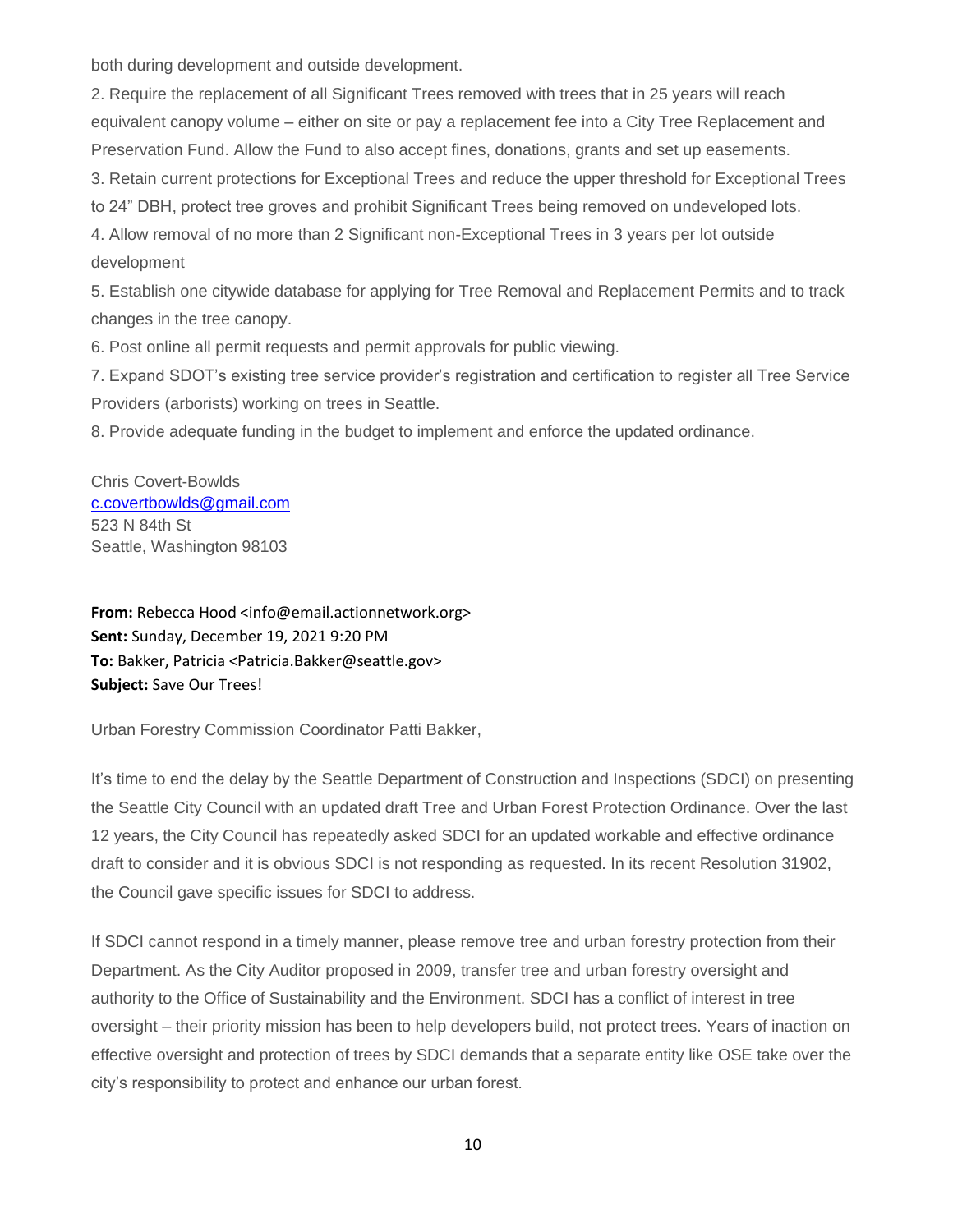both during development and outside development.

2. Require the replacement of all Significant Trees removed with trees that in 25 years will reach equivalent canopy volume – either on site or pay a replacement fee into a City Tree Replacement and Preservation Fund. Allow the Fund to also accept fines, donations, grants and set up easements.
3. Retain current protections for Exceptional Trees and reduce the upper threshold for Exceptional Trees to 24" DBH, protect tree groves and prohibit Significant Trees being removed on undeveloped lots.
4. Allow removal of no more than 2 Significant non-Exceptional Trees in 3 years per lot outside development
5. Establish one citywide database for applying for Tree Removal and Replacement Permits and to track changes in the tree canopy.
6. Post online all permit requests and permit approvals for public viewing.
7. Expand SDOT's existing tree service provider's registration and certification to register all Tree Service Providers (arborists) working on trees in Seattle.
8. Provide adequate funding in the budget to implement and enforce the updated ordinance.

Chris Covert-Bowlds
c.covertbowlds@gmail.com
523 N 84th St
Seattle, Washington 98103

**From:** Rebecca Hood <info@email.actionnetwork.org>
**Sent:** Sunday, December 19, 2021 9:20 PM
**To:** Bakker, Patricia <Patricia.Bakker@seattle.gov>
**Subject:** Save Our Trees!

Urban Forestry Commission Coordinator Patti Bakker,

It's time to end the delay by the Seattle Department of Construction and Inspections (SDCI) on presenting the Seattle City Council with an updated draft Tree and Urban Forest Protection Ordinance. Over the last 12 years, the City Council has repeatedly asked SDCI for an updated workable and effective ordinance draft to consider and it is obvious SDCI is not responding as requested. In its recent Resolution 31902, the Council gave specific issues for SDCI to address.

If SDCI cannot respond in a timely manner, please remove tree and urban forestry protection from their Department. As the City Auditor proposed in 2009, transfer tree and urban forestry oversight and authority to the Office of Sustainability and the Environment. SDCI has a conflict of interest in tree oversight – their priority mission has been to help developers build, not protect trees. Years of inaction on effective oversight and protection of trees by SDCI demands that a separate entity like OSE take over the city's responsibility to protect and enhance our urban forest.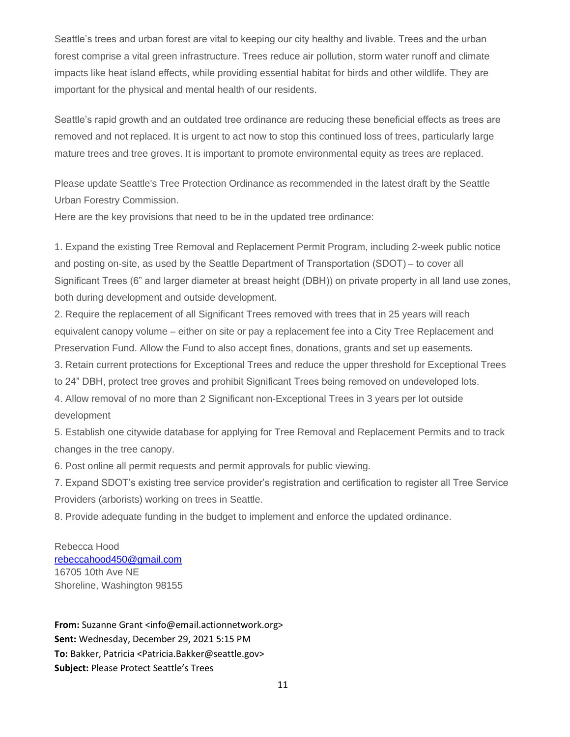Seattle's trees and urban forest are vital to keeping our city healthy and livable. Trees and the urban forest comprise a vital green infrastructure. Trees reduce air pollution, storm water runoff and climate impacts like heat island effects, while providing essential habitat for birds and other wildlife. They are important for the physical and mental health of our residents.

Seattle's rapid growth and an outdated tree ordinance are reducing these beneficial effects as trees are removed and not replaced. It is urgent to act now to stop this continued loss of trees, particularly large mature trees and tree groves. It is important to promote environmental equity as trees are replaced.

Please update Seattle's Tree Protection Ordinance as recommended in the latest draft by the Seattle Urban Forestry Commission.
Here are the key provisions that need to be in the updated tree ordinance:

1. Expand the existing Tree Removal and Replacement Permit Program, including 2-week public notice and posting on-site, as used by the Seattle Department of Transportation (SDOT) – to cover all Significant Trees (6" and larger diameter at breast height (DBH)) on private property in all land use zones, both during development and outside development.
2. Require the replacement of all Significant Trees removed with trees that in 25 years will reach equivalent canopy volume – either on site or pay a replacement fee into a City Tree Replacement and Preservation Fund. Allow the Fund to also accept fines, donations, grants and set up easements.
3. Retain current protections for Exceptional Trees and reduce the upper threshold for Exceptional Trees to 24" DBH, protect tree groves and prohibit Significant Trees being removed on undeveloped lots.
4. Allow removal of no more than 2 Significant non-Exceptional Trees in 3 years per lot outside development
5. Establish one citywide database for applying for Tree Removal and Replacement Permits and to track changes in the tree canopy.
6. Post online all permit requests and permit approvals for public viewing.
7. Expand SDOT's existing tree service provider's registration and certification to register all Tree Service Providers (arborists) working on trees in Seattle.
8. Provide adequate funding in the budget to implement and enforce the updated ordinance.

Rebecca Hood
rebeccahood450@gmail.com
16705 10th Ave NE
Shoreline, Washington 98155

**From:** Suzanne Grant <info@email.actionnetwork.org>
**Sent:** Wednesday, December 29, 2021 5:15 PM
**To:** Bakker, Patricia <Patricia.Bakker@seattle.gov>
**Subject:** Please Protect Seattle's Trees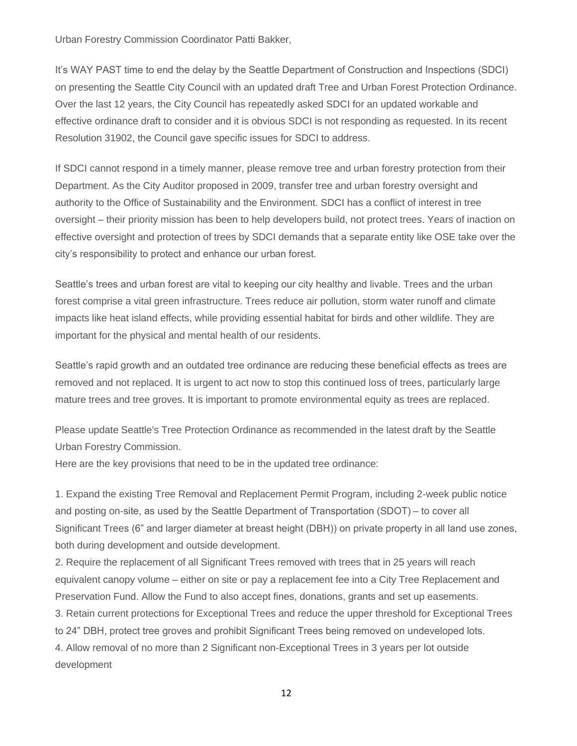Urban Forestry Commission Coordinator Patti Bakker,

It's WAY PAST time to end the delay by the Seattle Department of Construction and Inspections (SDCI) on presenting the Seattle City Council with an updated draft Tree and Urban Forest Protection Ordinance. Over the last 12 years, the City Council has repeatedly asked SDCI for an updated workable and effective ordinance draft to consider and it is obvious SDCI is not responding as requested. In its recent Resolution 31902, the Council gave specific issues for SDCI to address.

If SDCI cannot respond in a timely manner, please remove tree and urban forestry protection from their Department. As the City Auditor proposed in 2009, transfer tree and urban forestry oversight and authority to the Office of Sustainability and the Environment. SDCI has a conflict of interest in tree oversight – their priority mission has been to help developers build, not protect trees. Years of inaction on effective oversight and protection of trees by SDCI demands that a separate entity like OSE take over the city's responsibility to protect and enhance our urban forest.

Seattle's trees and urban forest are vital to keeping our city healthy and livable. Trees and the urban forest comprise a vital green infrastructure. Trees reduce air pollution, storm water runoff and climate impacts like heat island effects, while providing essential habitat for birds and other wildlife. They are important for the physical and mental health of our residents.

Seattle's rapid growth and an outdated tree ordinance are reducing these beneficial effects as trees are removed and not replaced. It is urgent to act now to stop this continued loss of trees, particularly large mature trees and tree groves. It is important to promote environmental equity as trees are replaced.

Please update Seattle's Tree Protection Ordinance as recommended in the latest draft by the Seattle Urban Forestry Commission.
Here are the key provisions that need to be in the updated tree ordinance:

1. Expand the existing Tree Removal and Replacement Permit Program, including 2-week public notice and posting on-site, as used by the Seattle Department of Transportation (SDOT) – to cover all Significant Trees (6" and larger diameter at breast height (DBH)) on private property in all land use zones, both during development and outside development.
2. Require the replacement of all Significant Trees removed with trees that in 25 years will reach equivalent canopy volume – either on site or pay a replacement fee into a City Tree Replacement and Preservation Fund. Allow the Fund to also accept fines, donations, grants and set up easements.
3. Retain current protections for Exceptional Trees and reduce the upper threshold for Exceptional Trees to 24" DBH, protect tree groves and prohibit Significant Trees being removed on undeveloped lots.
4. Allow removal of no more than 2 Significant non-Exceptional Trees in 3 years per lot outside development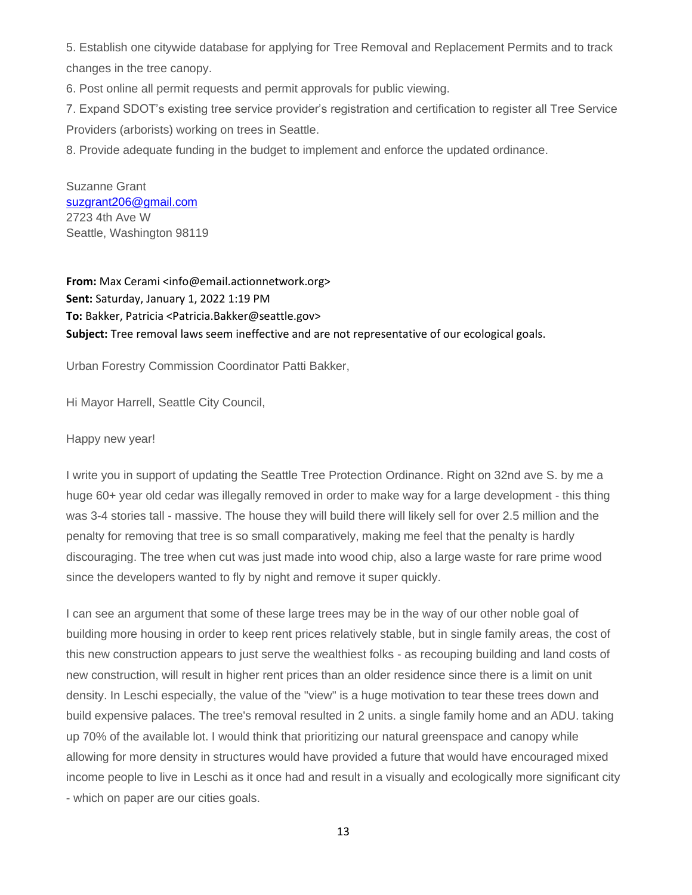5. Establish one citywide database for applying for Tree Removal and Replacement Permits and to track changes in the tree canopy.
6. Post online all permit requests and permit approvals for public viewing.
7. Expand SDOT's existing tree service provider's registration and certification to register all Tree Service Providers (arborists) working on trees in Seattle.
8. Provide adequate funding in the budget to implement and enforce the updated ordinance.

Suzanne Grant
suzgrant206@gmail.com
2723 4th Ave W
Seattle, Washington 98119

**From:** Max Cerami <info@email.actionnetwork.org>
**Sent:** Saturday, January 1, 2022 1:19 PM
**To:** Bakker, Patricia <Patricia.Bakker@seattle.gov>
**Subject:** Tree removal laws seem ineffective and are not representative of our ecological goals.

Urban Forestry Commission Coordinator Patti Bakker,

Hi Mayor Harrell, Seattle City Council,

Happy new year!

I write you in support of updating the Seattle Tree Protection Ordinance. Right on 32nd ave S. by me a huge 60+ year old cedar was illegally removed in order to make way for a large development - this thing was 3-4 stories tall - massive. The house they will build there will likely sell for over 2.5 million and the penalty for removing that tree is so small comparatively, making me feel that the penalty is hardly discouraging. The tree when cut was just made into wood chip, also a large waste for rare prime wood since the developers wanted to fly by night and remove it super quickly.

I can see an argument that some of these large trees may be in the way of our other noble goal of building more housing in order to keep rent prices relatively stable, but in single family areas, the cost of this new construction appears to just serve the wealthiest folks - as recouping building and land costs of new construction, will result in higher rent prices than an older residence since there is a limit on unit density. In Leschi especially, the value of the "view" is a huge motivation to tear these trees down and build expensive palaces. The tree's removal resulted in 2 units. a single family home and an ADU. taking up 70% of the available lot. I would think that prioritizing our natural greenspace and canopy while allowing for more density in structures would have provided a future that would have encouraged mixed income people to live in Leschi as it once had and result in a visually and ecologically more significant city - which on paper are our cities goals.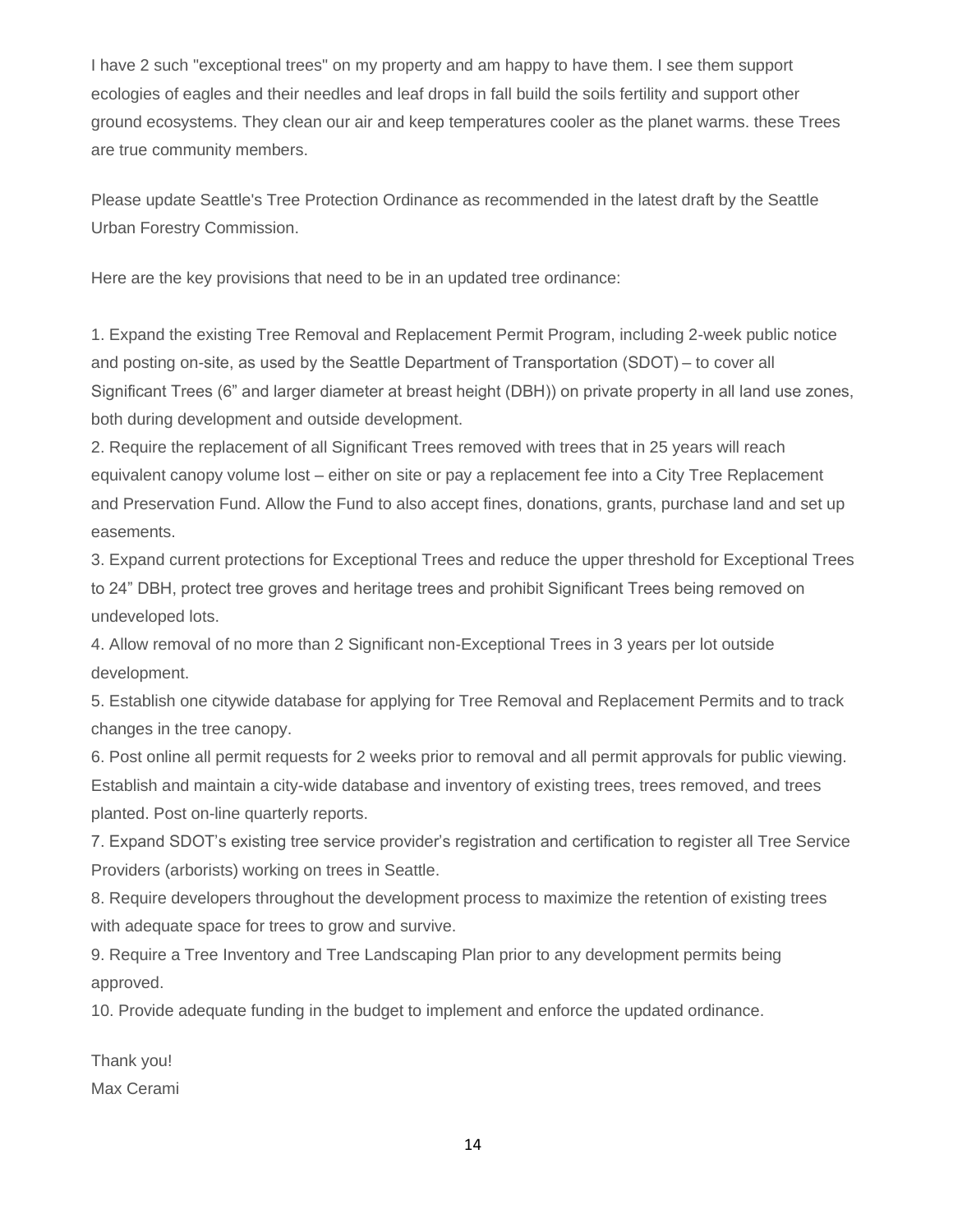I have 2 such "exceptional trees" on my property and am happy to have them. I see them support ecologies of eagles and their needles and leaf drops in fall build the soils fertility and support other ground ecosystems. They clean our air and keep temperatures cooler as the planet warms. these Trees are true community members.

Please update Seattle's Tree Protection Ordinance as recommended in the latest draft by the Seattle Urban Forestry Commission.

Here are the key provisions that need to be in an updated tree ordinance:

1. Expand the existing Tree Removal and Replacement Permit Program, including 2-week public notice and posting on-site, as used by the Seattle Department of Transportation (SDOT) – to cover all Significant Trees (6" and larger diameter at breast height (DBH)) on private property in all land use zones, both during development and outside development.
2. Require the replacement of all Significant Trees removed with trees that in 25 years will reach equivalent canopy volume lost – either on site or pay a replacement fee into a City Tree Replacement and Preservation Fund. Allow the Fund to also accept fines, donations, grants, purchase land and set up easements.
3. Expand current protections for Exceptional Trees and reduce the upper threshold for Exceptional Trees to 24" DBH, protect tree groves and heritage trees and prohibit Significant Trees being removed on undeveloped lots.
4. Allow removal of no more than 2 Significant non-Exceptional Trees in 3 years per lot outside development.
5. Establish one citywide database for applying for Tree Removal and Replacement Permits and to track changes in the tree canopy.
6. Post online all permit requests for 2 weeks prior to removal and all permit approvals for public viewing. Establish and maintain a city-wide database and inventory of existing trees, trees removed, and trees planted. Post on-line quarterly reports.
7. Expand SDOT's existing tree service provider's registration and certification to register all Tree Service Providers (arborists) working on trees in Seattle.
8. Require developers throughout the development process to maximize the retention of existing trees with adequate space for trees to grow and survive.
9. Require a Tree Inventory and Tree Landscaping Plan prior to any development permits being approved.
10. Provide adequate funding in the budget to implement and enforce the updated ordinance.

Thank you!
Max Cerami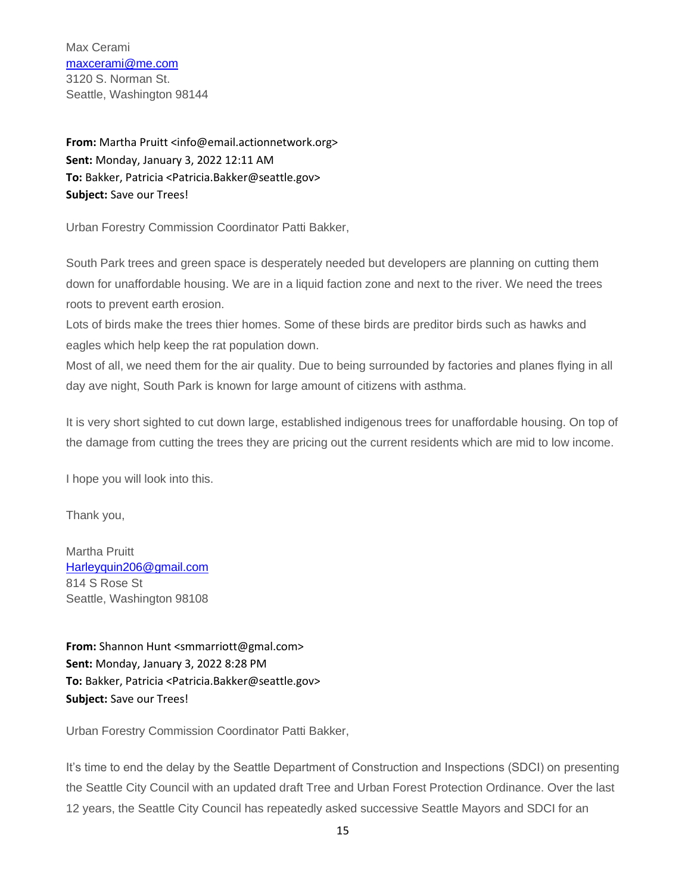Max Cerami
[maxcerami@me.com](mailto:maxcerami@me.com)
3120 S. Norman St.
Seattle, Washington 98144

**From:** Martha Pruitt <info@email.actionnetwork.org>
**Sent:** Monday, January 3, 2022 12:11 AM
**To:** Bakker, Patricia <Patricia.Bakker@seattle.gov>
**Subject:** Save our Trees!

Urban Forestry Commission Coordinator Patti Bakker,

South Park trees and green space is desperately needed but developers are planning on cutting them down for unaffordable housing. We are in a liquid faction zone and next to the river. We need the trees roots to prevent earth erosion.
Lots of birds make the trees thier homes. Some of these birds are preditor birds such as hawks and eagles which help keep the rat population down.
Most of all, we need them for the air quality. Due to being surrounded by factories and planes flying in all day ave night, South Park is known for large amount of citizens with asthma.

It is very short sighted to cut down large, established indigenous trees for unaffordable housing. On top of the damage from cutting the trees they are pricing out the current residents which are mid to low income.

I hope you will look into this.

Thank you,

Martha Pruitt
[Harleyquin206@gmail.com](mailto:Harleyquin206@gmail.com)
814 S Rose St
Seattle, Washington 98108

**From:** Shannon Hunt <smmarriott@gmal.com>
**Sent:** Monday, January 3, 2022 8:28 PM
**To:** Bakker, Patricia <Patricia.Bakker@seattle.gov>
**Subject:** Save our Trees!

Urban Forestry Commission Coordinator Patti Bakker,

It's time to end the delay by the Seattle Department of Construction and Inspections (SDCI) on presenting the Seattle City Council with an updated draft Tree and Urban Forest Protection Ordinance. Over the last 12 years, the Seattle City Council has repeatedly asked successive Seattle Mayors and SDCI for an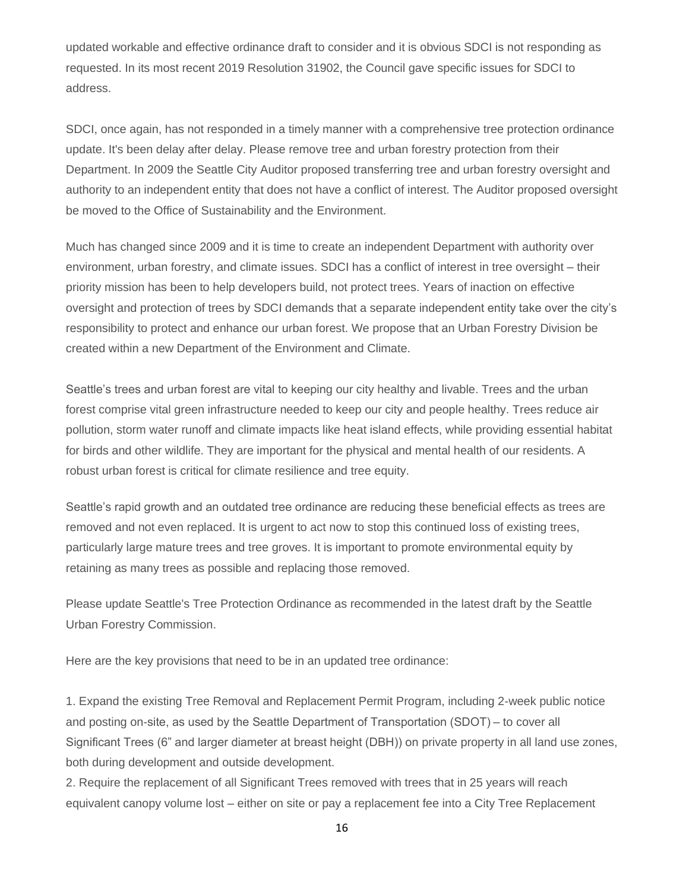updated workable and effective ordinance draft to consider and it is obvious SDCI is not responding as requested. In its most recent 2019 Resolution 31902, the Council gave specific issues for SDCI to address.

SDCI, once again, has not responded in a timely manner with a comprehensive tree protection ordinance update. It's been delay after delay. Please remove tree and urban forestry protection from their Department. In 2009 the Seattle City Auditor proposed transferring tree and urban forestry oversight and authority to an independent entity that does not have a conflict of interest. The Auditor proposed oversight be moved to the Office of Sustainability and the Environment.

Much has changed since 2009 and it is time to create an independent Department with authority over environment, urban forestry, and climate issues. SDCI has a conflict of interest in tree oversight – their priority mission has been to help developers build, not protect trees. Years of inaction on effective oversight and protection of trees by SDCI demands that a separate independent entity take over the city's responsibility to protect and enhance our urban forest. We propose that an Urban Forestry Division be created within a new Department of the Environment and Climate.

Seattle's trees and urban forest are vital to keeping our city healthy and livable. Trees and the urban forest comprise vital green infrastructure needed to keep our city and people healthy. Trees reduce air pollution, storm water runoff and climate impacts like heat island effects, while providing essential habitat for birds and other wildlife. They are important for the physical and mental health of our residents. A robust urban forest is critical for climate resilience and tree equity.

Seattle's rapid growth and an outdated tree ordinance are reducing these beneficial effects as trees are removed and not even replaced. It is urgent to act now to stop this continued loss of existing trees, particularly large mature trees and tree groves. It is important to promote environmental equity by retaining as many trees as possible and replacing those removed.

Please update Seattle's Tree Protection Ordinance as recommended in the latest draft by the Seattle Urban Forestry Commission.

Here are the key provisions that need to be in an updated tree ordinance:

1. Expand the existing Tree Removal and Replacement Permit Program, including 2-week public notice and posting on-site, as used by the Seattle Department of Transportation (SDOT) – to cover all Significant Trees (6" and larger diameter at breast height (DBH)) on private property in all land use zones, both during development and outside development.
2. Require the replacement of all Significant Trees removed with trees that in 25 years will reach equivalent canopy volume lost – either on site or pay a replacement fee into a City Tree Replacement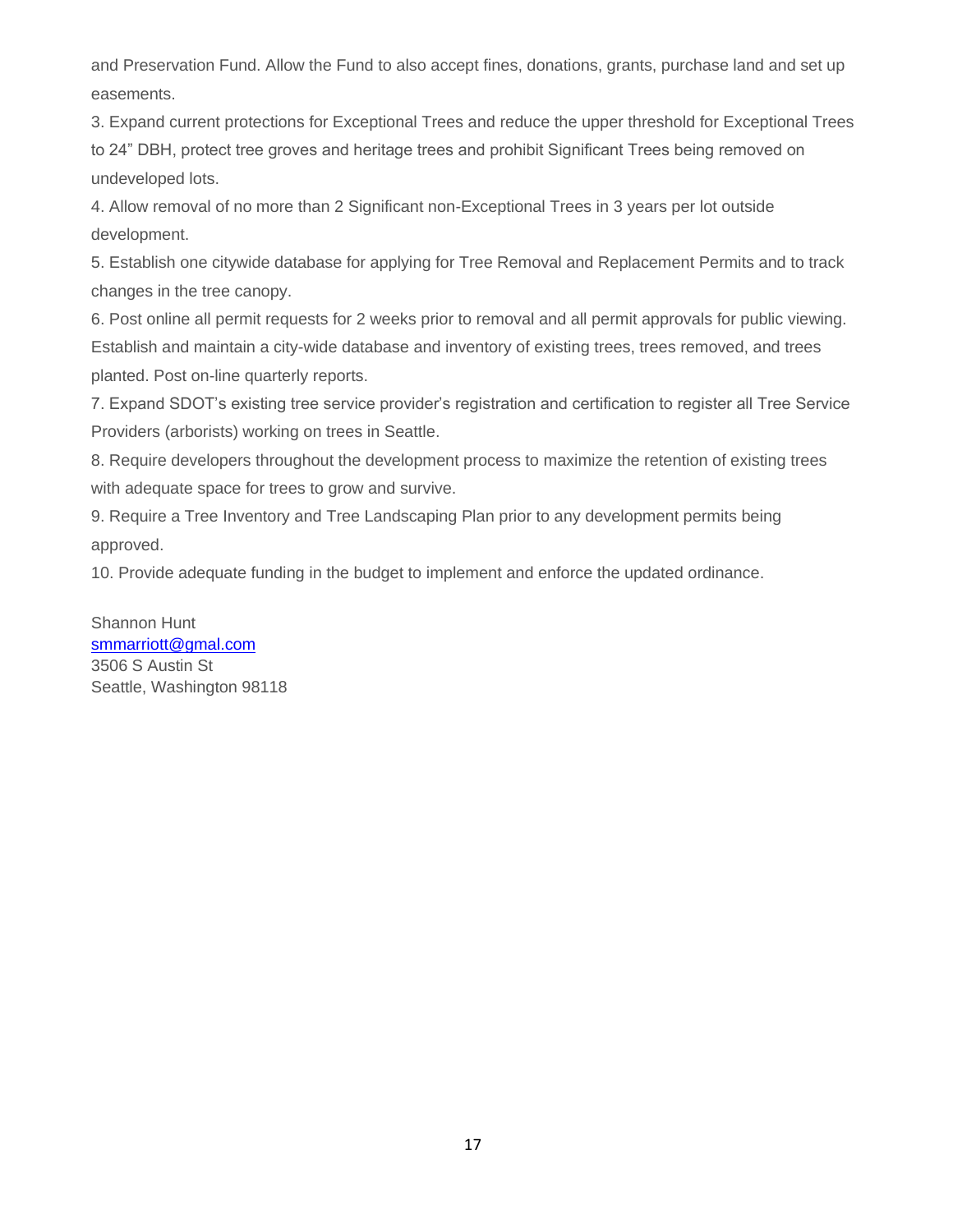and Preservation Fund. Allow the Fund to also accept fines, donations, grants, purchase land and set up easements.

3. Expand current protections for Exceptional Trees and reduce the upper threshold for Exceptional Trees to 24" DBH, protect tree groves and heritage trees and prohibit Significant Trees being removed on undeveloped lots.

4. Allow removal of no more than 2 Significant non-Exceptional Trees in 3 years per lot outside development.

5. Establish one citywide database for applying for Tree Removal and Replacement Permits and to track changes in the tree canopy.

6. Post online all permit requests for 2 weeks prior to removal and all permit approvals for public viewing. Establish and maintain a city-wide database and inventory of existing trees, trees removed, and trees planted. Post on-line quarterly reports.

7. Expand SDOT's existing tree service provider's registration and certification to register all Tree Service Providers (arborists) working on trees in Seattle.

8. Require developers throughout the development process to maximize the retention of existing trees with adequate space for trees to grow and survive.

9. Require a Tree Inventory and Tree Landscaping Plan prior to any development permits being approved.

10. Provide adequate funding in the budget to implement and enforce the updated ordinance.

Shannon Hunt
smmarriott@gmal.com
3506 S Austin St
Seattle, Washington 98118